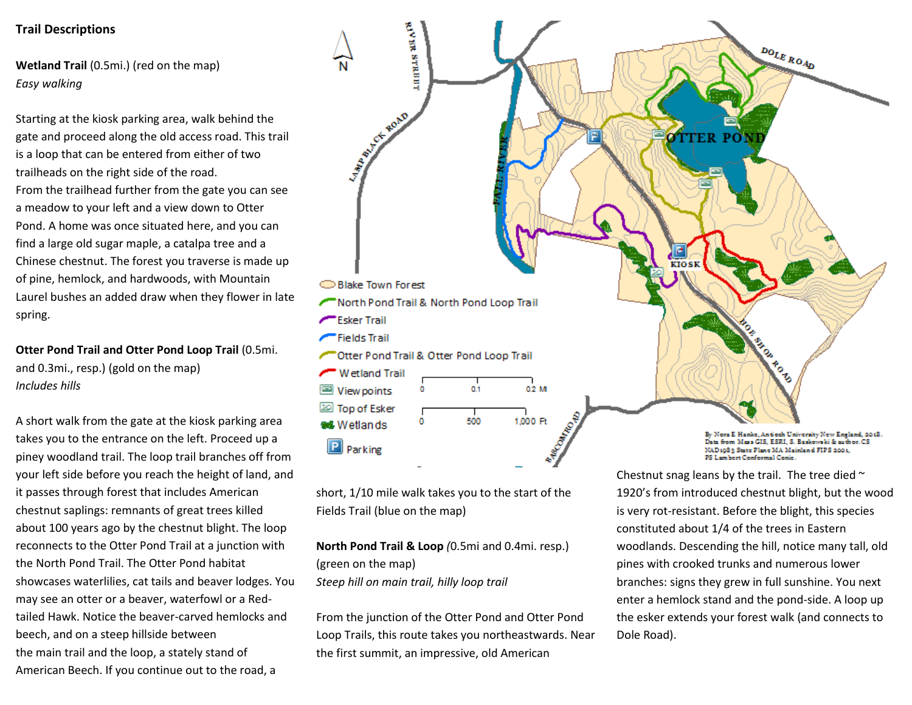**Trail Descriptions**

**Wetland Trail** (0.5mi.) (red on the map)
*Easy walking*

Starting at the kiosk parking area, walk behind the gate and proceed along the old access road. This trail is a loop that can be entered from either of two trailheads on the right side of the road.
From the trailhead further from the gate you can see a meadow to your left and a view down to Otter Pond. A home was once situated here, and you can find a large old sugar maple, a catalpa tree and a Chinese chestnut. The forest you traverse is made up of pine, hemlock, and hardwoods, with Mountain Laurel bushes an added draw when they flower in late spring.

**Otter Pond Trail and Otter Pond Loop Trail** (0.5mi. and 0.3mi., resp.) (gold on the map)
*Includes hills*

A short walk from the gate at the kiosk parking area takes you to the entrance on the left. Proceed up a piney woodland trail. The loop trail branches off from your left side before you reach the height of land, and it passes through forest that includes American chestnut saplings: remnants of great trees killed about 100 years ago by the chestnut blight. The loop reconnects to the Otter Pond Trail at a junction with the North Pond Trail. The Otter Pond habitat showcases waterlilies, cat tails and beaver lodges. You may see an otter or a beaver, waterfowl or a Red-tailed Hawk. Notice the beaver-carved hemlocks and beech, and on a steep hillside between the main trail and the loop, a stately stand of American Beech. If you continue out to the road, a short, 1/10 mile walk takes you to the start of the Fields Trail (blue on the map)

**North Pond Trail & Loop** *(*0.5mi and 0.4mi. resp.) (green on the map)
*Steep hill on main trail, hilly loop trail*

From the junction of the Otter Pond and Otter Pond Loop Trails, this route takes you northeastwards. Near the first summit, an impressive, old American Chestnut snag leans by the trail. The tree died ~ 1920's from introduced chestnut blight, but the wood is very rot-resistant. Before the blight, this species constituted about 1/4 of the trees in Eastern woodlands. Descending the hill, notice many tall, old pines with crooked trunks and numerous lower branches: signs they grew in full sunshine. You next enter a hemlock stand and the pond-side. A loop up the esker extends your forest walk (and connects to Dole Road).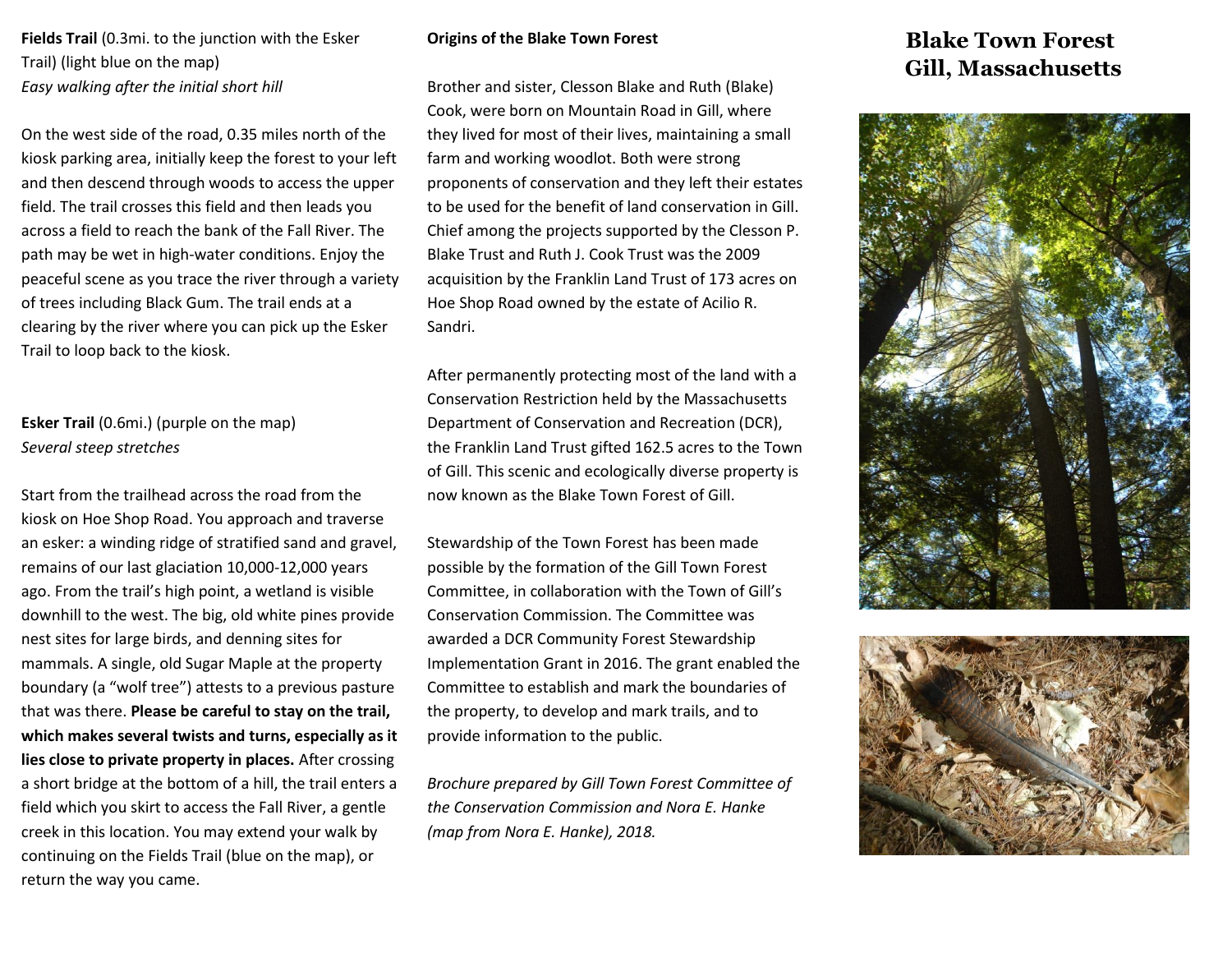**Fields Trail** (0.3mi. to the junction with the Esker Trail) (light blue on the map)
*Easy walking after the initial short hill*

On the west side of the road, 0.35 miles north of the kiosk parking area, initially keep the forest to your left and then descend through woods to access the upper field. The trail crosses this field and then leads you across a field to reach the bank of the Fall River. The path may be wet in high-water conditions. Enjoy the peaceful scene as you trace the river through a variety of trees including Black Gum. The trail ends at a clearing by the river where you can pick up the Esker Trail to loop back to the kiosk.

**Esker Trail** (0.6mi.) (purple on the map)
*Several steep stretches*

Start from the trailhead across the road from the kiosk on Hoe Shop Road. You approach and traverse an esker: a winding ridge of stratified sand and gravel, remains of our last glaciation 10,000-12,000 years ago. From the trail's high point, a wetland is visible downhill to the west. The big, old white pines provide nest sites for large birds, and denning sites for mammals. A single, old Sugar Maple at the property boundary (a "wolf tree") attests to a previous pasture that was there. **Please be careful to stay on the trail, which makes several twists and turns, especially as it lies close to private property in places.** After crossing a short bridge at the bottom of a hill, the trail enters a field which you skirt to access the Fall River, a gentle creek in this location. You may extend your walk by continuing on the Fields Trail (blue on the map), or return the way you came.

**Origins of the Blake Town Forest**

Brother and sister, Clesson Blake and Ruth (Blake) Cook, were born on Mountain Road in Gill, where they lived for most of their lives, maintaining a small farm and working woodlot. Both were strong proponents of conservation and they left their estates to be used for the benefit of land conservation in Gill. Chief among the projects supported by the Clesson P. Blake Trust and Ruth J. Cook Trust was the 2009 acquisition by the Franklin Land Trust of 173 acres on Hoe Shop Road owned by the estate of Acilio R. Sandri.

After permanently protecting most of the land with a Conservation Restriction held by the Massachusetts Department of Conservation and Recreation (DCR), the Franklin Land Trust gifted 162.5 acres to the Town of Gill. This scenic and ecologically diverse property is now known as the Blake Town Forest of Gill.

Stewardship of the Town Forest has been made possible by the formation of the Gill Town Forest Committee, in collaboration with the Town of Gill's Conservation Commission. The Committee was awarded a DCR Community Forest Stewardship Implementation Grant in 2016. The grant enabled the Committee to establish and mark the boundaries of the property, to develop and mark trails, and to provide information to the public.

*Brochure prepared by Gill Town Forest Committee of the Conservation Commission and Nora E. Hanke (map from Nora E. Hanke), 2018.*

# Blake Town Forest
# Gill, Massachusetts